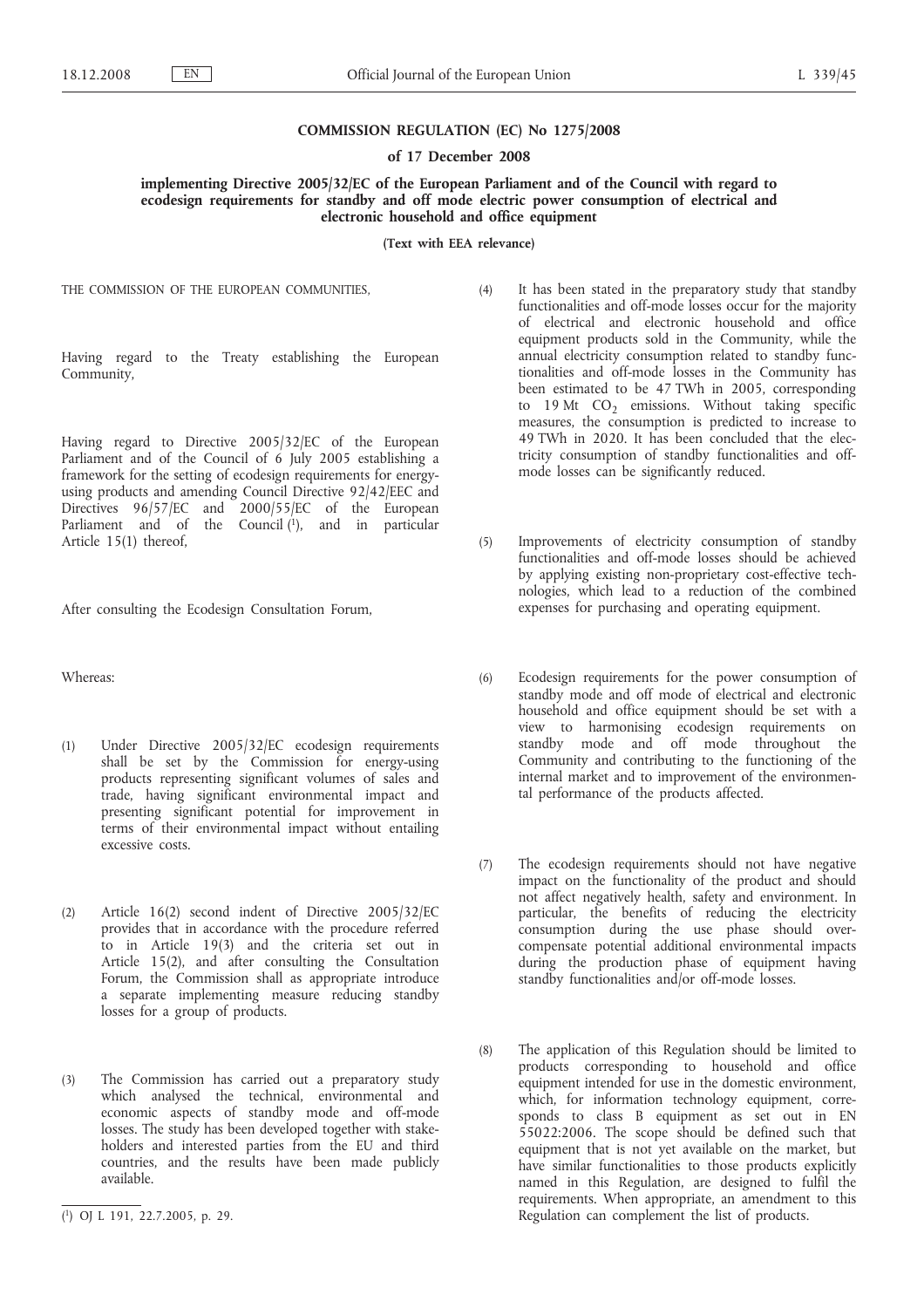**COMMISSION REGULATION (EC) No 1275/2008**

**of 17 December 2008**

**implementing Directive 2005/32/EC of the European Parliament and of the Council with regard to ecodesign requirements for standby and off mode electric power consumption of electrical and electronic household and office equipment**

**(Text with EEA relevance)**

THE COMMISSION OF THE EUROPEAN COMMUNITIES,

Having regard to the Treaty establishing the European Community,

Having regard to Directive 2005/32/EC of the European Parliament and of the Council of 6 July 2005 establishing a framework for the setting of ecodesign requirements for energy-using products and amending Council Directive 92/42/EEC and Directives 96/57/EC and 2000/55/EC of the European Parliament and of the Council [1], and in particular Article 15(1) thereof,

After consulting the Ecodesign Consultation Forum,

Whereas:

(1) Under Directive 2005/32/EC ecodesign requirements shall be set by the Commission for energy-using products representing significant volumes of sales and trade, having significant environmental impact and presenting significant potential for improvement in terms of their environmental impact without entailing excessive costs.

(2) Article 16(2) second indent of Directive 2005/32/EC provides that in accordance with the procedure referred to in Article 19(3) and the criteria set out in Article 15(2), and after consulting the Consultation Forum, the Commission shall as appropriate introduce a separate implementing measure reducing standby losses for a group of products.

(3) The Commission has carried out a preparatory study which analysed the technical, environmental and economic aspects of standby mode and off-mode losses. The study has been developed together with stakeholders and interested parties from the EU and third countries, and the results have been made publicly available.

(4) It has been stated in the preparatory study that standby functionalities and off-mode losses occur for the majority of electrical and electronic household and office equipment products sold in the Community, while the annual electricity consumption related to standby functionalities and off-mode losses in the Community has been estimated to be 47 TWh in 2005, corresponding to 19 Mt $CO_2$ emissions. Without taking specific measures, the consumption is predicted to increase to 49 TWh in 2020. It has been concluded that the electricity consumption of standby functionalities and off-mode losses can be significantly reduced.

(5) Improvements of electricity consumption of standby functionalities and off-mode losses should be achieved by applying existing non-proprietary cost-effective technologies, which lead to a reduction of the combined expenses for purchasing and operating equipment.

(6) Ecodesign requirements for the power consumption of standby mode and off mode of electrical and electronic household and office equipment should be set with a view to harmonising ecodesign requirements on standby mode and off mode throughout the Community and contributing to the functioning of the internal market and to improvement of the environmental performance of the products affected.

(7) The ecodesign requirements should not have negative impact on the functionality of the product and should not affect negatively health, safety and environment. In particular, the benefits of reducing the electricity consumption during the use phase should over-compensate potential additional environmental impacts during the production phase of equipment having standby functionalities and/or off-mode losses.

(8) The application of this Regulation should be limited to products corresponding to household and office equipment intended for use in the domestic environment, which, for information technology equipment, corresponds to class B equipment as set out in EN 55022:2006. The scope should be defined such that equipment that is not yet available on the market, but have similar functionalities to those products explicitly named in this Regulation, are designed to fulfil the requirements. When appropriate, an amendment to this Regulation can complement the list of products.

[1] OJ L 191, 22.7.2005, p. 29.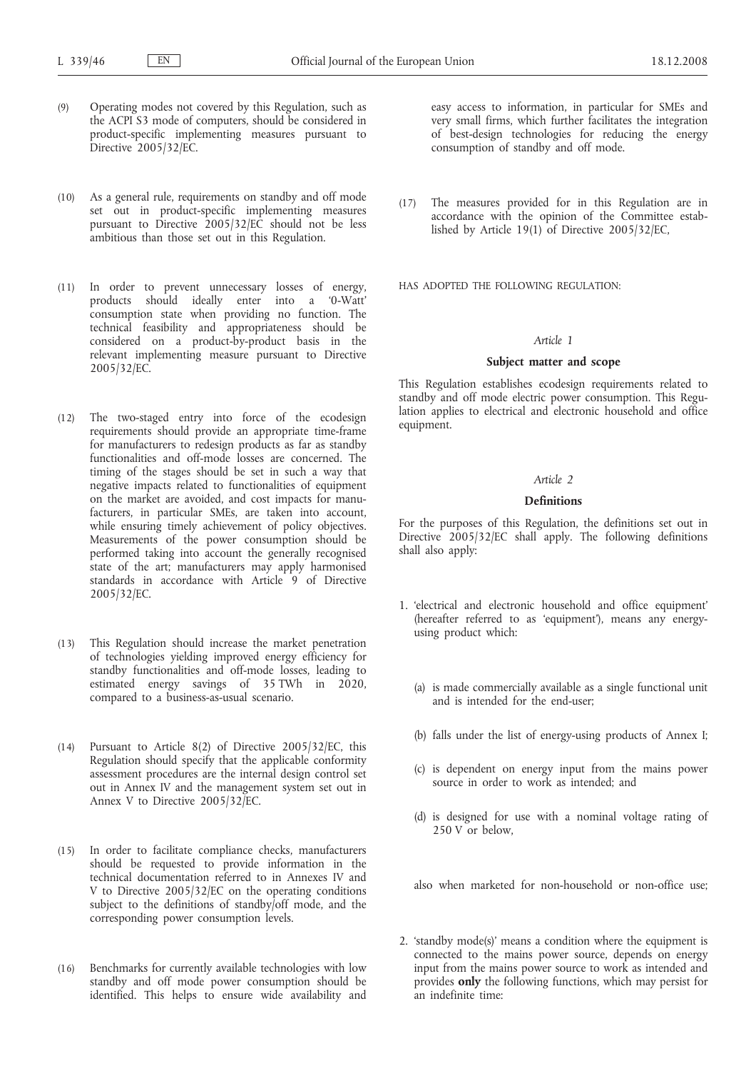(9) Operating modes not covered by this Regulation, such as the ACPI S3 mode of computers, should be considered in product-specific implementing measures pursuant to Directive 2005/32/EC.

(10) As a general rule, requirements on standby and off mode set out in product-specific implementing measures pursuant to Directive 2005/32/EC should not be less ambitious than those set out in this Regulation.

(11) In order to prevent unnecessary losses of energy, products should ideally enter into a '0-Watt' consumption state when providing no function. The technical feasibility and appropriateness should be considered on a product-by-product basis in the relevant implementing measure pursuant to Directive 2005/32/EC.

(12) The two-staged entry into force of the ecodesign requirements should provide an appropriate time-frame for manufacturers to redesign products as far as standby functionalities and off-mode losses are concerned. The timing of the stages should be set in such a way that negative impacts related to functionalities of equipment on the market are avoided, and cost impacts for manufacturers, in particular SMEs, are taken into account, while ensuring timely achievement of policy objectives. Measurements of the power consumption should be performed taking into account the generally recognised state of the art; manufacturers may apply harmonised standards in accordance with Article 9 of Directive 2005/32/EC.

(13) This Regulation should increase the market penetration of technologies yielding improved energy efficiency for standby functionalities and off-mode losses, leading to estimated energy savings of 35 TWh in 2020, compared to a business-as-usual scenario.

(14) Pursuant to Article 8(2) of Directive 2005/32/EC, this Regulation should specify that the applicable conformity assessment procedures are the internal design control set out in Annex IV and the management system set out in Annex V to Directive 2005/32/EC.

(15) In order to facilitate compliance checks, manufacturers should be requested to provide information in the technical documentation referred to in Annexes IV and V to Directive 2005/32/EC on the operating conditions subject to the definitions of standby/off mode, and the corresponding power consumption levels.

(16) Benchmarks for currently available technologies with low standby and off mode power consumption should be identified. This helps to ensure wide availability and easy access to information, in particular for SMEs and very small firms, which further facilitates the integration of best-design technologies for reducing the energy consumption of standby and off mode.

(17) The measures provided for in this Regulation are in accordance with the opinion of the Committee established by Article 19(1) of Directive 2005/32/EC,

HAS ADOPTED THE FOLLOWING REGULATION:

*Article 1*

**Subject matter and scope**

This Regulation establishes ecodesign requirements related to standby and off mode electric power consumption. This Regulation applies to electrical and electronic household and office equipment.

*Article 2*

**Definitions**

For the purposes of this Regulation, the definitions set out in Directive 2005/32/EC shall apply. The following definitions shall also apply:

1. 'electrical and electronic household and office equipment' (hereafter referred to as 'equipment'), means any energy-using product which:

   (a) is made commercially available as a single functional unit and is intended for the end-user;

   (b) falls under the list of energy-using products of Annex I;

   (c) is dependent on energy input from the mains power source in order to work as intended; and

   (d) is designed for use with a nominal voltage rating of 250 V or below,

   also when marketed for non-household or non-office use;

2. 'standby mode(s)' means a condition where the equipment is connected to the mains power source, depends on energy input from the mains power source to work as intended and provides **only** the following functions, which may persist for an indefinite time: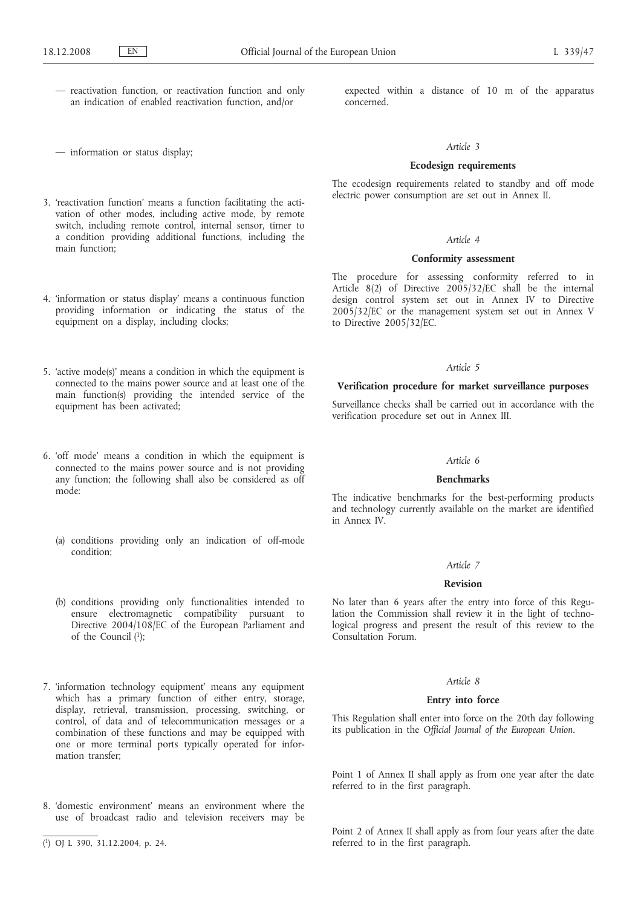— reactivation function, or reactivation function and only an indication of enabled reactivation function, and/or

— information or status display;

3. 'reactivation function' means a function facilitating the activation of other modes, including active mode, by remote switch, including remote control, internal sensor, timer to a condition providing additional functions, including the main function;

4. 'information or status display' means a continuous function providing information or indicating the status of the equipment on a display, including clocks;

5. 'active mode(s)' means a condition in which the equipment is connected to the mains power source and at least one of the main function(s) providing the intended service of the equipment has been activated;

6. 'off mode' means a condition in which the equipment is connected to the mains power source and is not providing any function; the following shall also be considered as off mode:

   (a) conditions providing only an indication of off-mode condition;

   (b) conditions providing only functionalities intended to ensure electromagnetic compatibility pursuant to Directive 2004/108/EC of the European Parliament and of the Council [1];

7. 'information technology equipment' means any equipment which has a primary function of either entry, storage, display, retrieval, transmission, processing, switching, or control, of data and of telecommunication messages or a combination of these functions and may be equipped with one or more terminal ports typically operated for information transfer;

8. 'domestic environment' means an environment where the use of broadcast radio and television receivers may be expected within a distance of 10 m of the apparatus concerned.

*Article 3*

**Ecodesign requirements**

The ecodesign requirements related to standby and off mode electric power consumption are set out in Annex II.

*Article 4*

**Conformity assessment**

The procedure for assessing conformity referred to in Article 8(2) of Directive 2005/32/EC shall be the internal design control system set out in Annex IV to Directive 2005/32/EC or the management system set out in Annex V to Directive 2005/32/EC.

*Article 5*

**Verification procedure for market surveillance purposes**

Surveillance checks shall be carried out in accordance with the verification procedure set out in Annex III.

*Article 6*

**Benchmarks**

The indicative benchmarks for the best-performing products and technology currently available on the market are identified in Annex IV.

*Article 7*

**Revision**

No later than 6 years after the entry into force of this Regulation the Commission shall review it in the light of technological progress and present the result of this review to the Consultation Forum.

*Article 8*

**Entry into force**

This Regulation shall enter into force on the 20th day following its publication in the *Official Journal of the European Union*.

Point 1 of Annex II shall apply as from one year after the date referred to in the first paragraph.

Point 2 of Annex II shall apply as from four years after the date referred to in the first paragraph.

[1] OJ L 390, 31.12.2004, p. 24.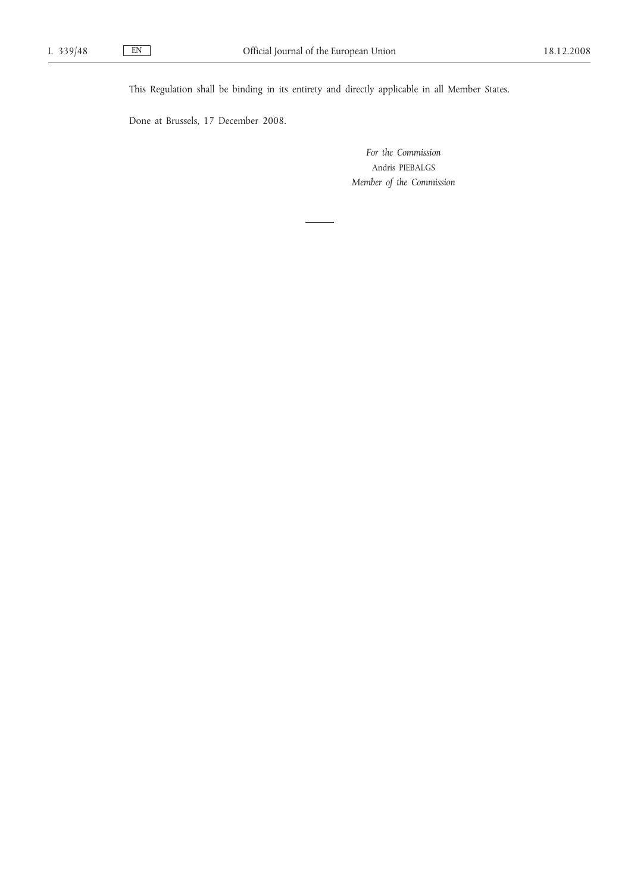This Regulation shall be binding in its entirety and directly applicable in all Member States.

Done at Brussels, 17 December 2008.

*For the Commission*
Andris PIEBALGS
*Member of the Commission*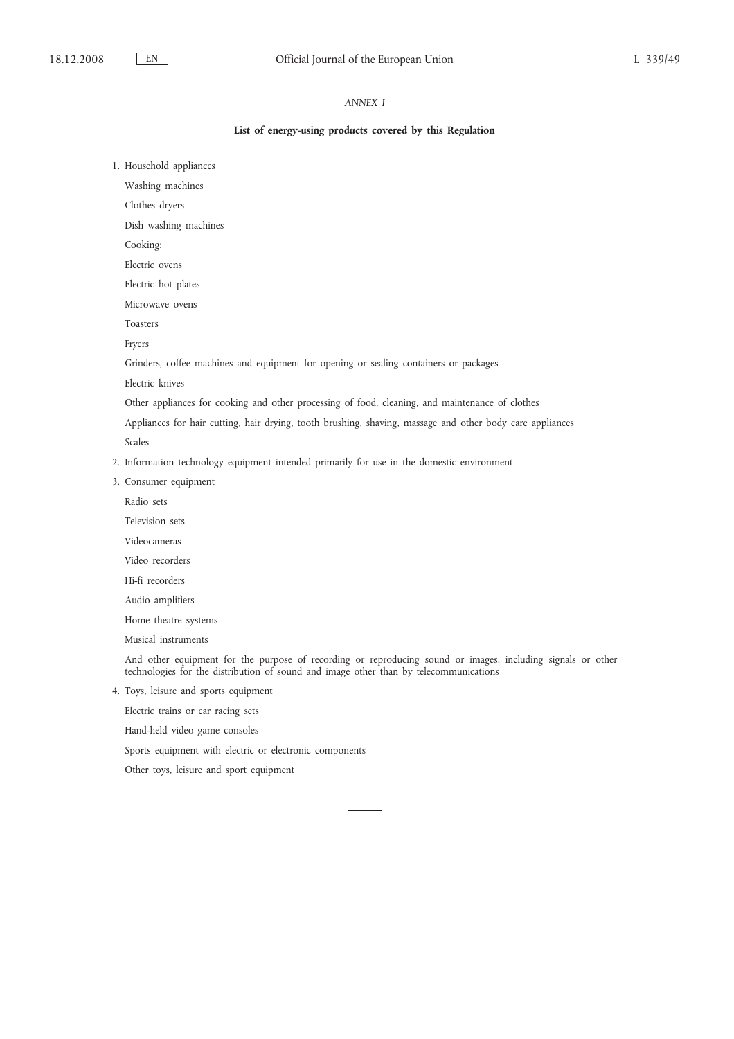*ANNEX I*

**List of energy-using products covered by this Regulation**

1. Household appliances

   Washing machines

   Clothes dryers

   Dish washing machines

   Cooking:

   Electric ovens

   Electric hot plates

   Microwave ovens

   Toasters

   Fryers

   Grinders, coffee machines and equipment for opening or sealing containers or packages

   Electric knives

   Other appliances for cooking and other processing of food, cleaning, and maintenance of clothes

   Appliances for hair cutting, hair drying, tooth brushing, shaving, massage and other body care appliances

   Scales

2. Information technology equipment intended primarily for use in the domestic environment

3. Consumer equipment

   Radio sets

   Television sets

   Videocameras

   Video recorders

   Hi-fi recorders

   Audio amplifiers

   Home theatre systems

   Musical instruments

   And other equipment for the purpose of recording or reproducing sound or images, including signals or other technologies for the distribution of sound and image other than by telecommunications

4. Toys, leisure and sports equipment

   Electric trains or car racing sets

   Hand-held video game consoles

   Sports equipment with electric or electronic components

   Other toys, leisure and sport equipment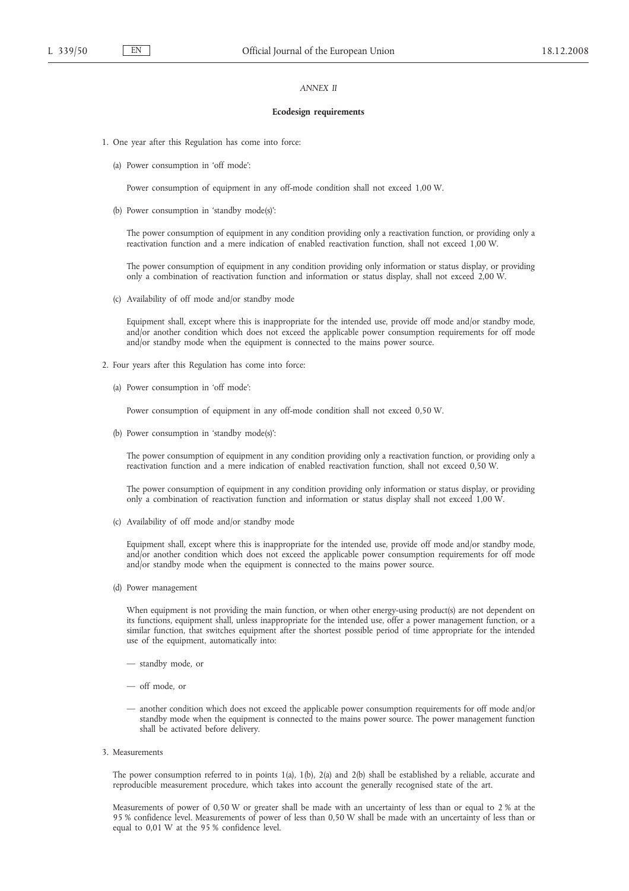*ANNEX II*

**Ecodesign requirements**

1. One year after this Regulation has come into force:

   (a) Power consumption in 'off mode':

   Power consumption of equipment in any off-mode condition shall not exceed 1,00 W.

   (b) Power consumption in 'standby mode(s)':

   The power consumption of equipment in any condition providing only a reactivation function, or providing only a reactivation function and a mere indication of enabled reactivation function, shall not exceed 1,00 W.

   The power consumption of equipment in any condition providing only information or status display, or providing only a combination of reactivation function and information or status display, shall not exceed 2,00 W.

   (c) Availability of off mode and/or standby mode

   Equipment shall, except where this is inappropriate for the intended use, provide off mode and/or standby mode, and/or another condition which does not exceed the applicable power consumption requirements for off mode and/or standby mode when the equipment is connected to the mains power source.

2. Four years after this Regulation has come into force:

   (a) Power consumption in 'off mode':

   Power consumption of equipment in any off-mode condition shall not exceed 0,50 W.

   (b) Power consumption in 'standby mode(s)':

   The power consumption of equipment in any condition providing only a reactivation function, or providing only a reactivation function and a mere indication of enabled reactivation function, shall not exceed 0,50 W.

   The power consumption of equipment in any condition providing only information or status display, or providing only a combination of reactivation function and information or status display shall not exceed 1,00 W.

   (c) Availability of off mode and/or standby mode

   Equipment shall, except where this is inappropriate for the intended use, provide off mode and/or standby mode, and/or another condition which does not exceed the applicable power consumption requirements for off mode and/or standby mode when the equipment is connected to the mains power source.

   (d) Power management

   When equipment is not providing the main function, or when other energy-using product(s) are not dependent on its functions, equipment shall, unless inappropriate for the intended use, offer a power management function, or a similar function, that switches equipment after the shortest possible period of time appropriate for the intended use of the equipment, automatically into:

   — standby mode, or

   — off mode, or

   — another condition which does not exceed the applicable power consumption requirements for off mode and/or standby mode when the equipment is connected to the mains power source. The power management function shall be activated before delivery.

3. Measurements

   The power consumption referred to in points 1(a), 1(b), 2(a) and 2(b) shall be established by a reliable, accurate and reproducible measurement procedure, which takes into account the generally recognised state of the art.

   Measurements of power of 0,50 W or greater shall be made with an uncertainty of less than or equal to 2 % at the 95 % confidence level. Measurements of power of less than 0,50 W shall be made with an uncertainty of less than or equal to 0,01 W at the 95 % confidence level.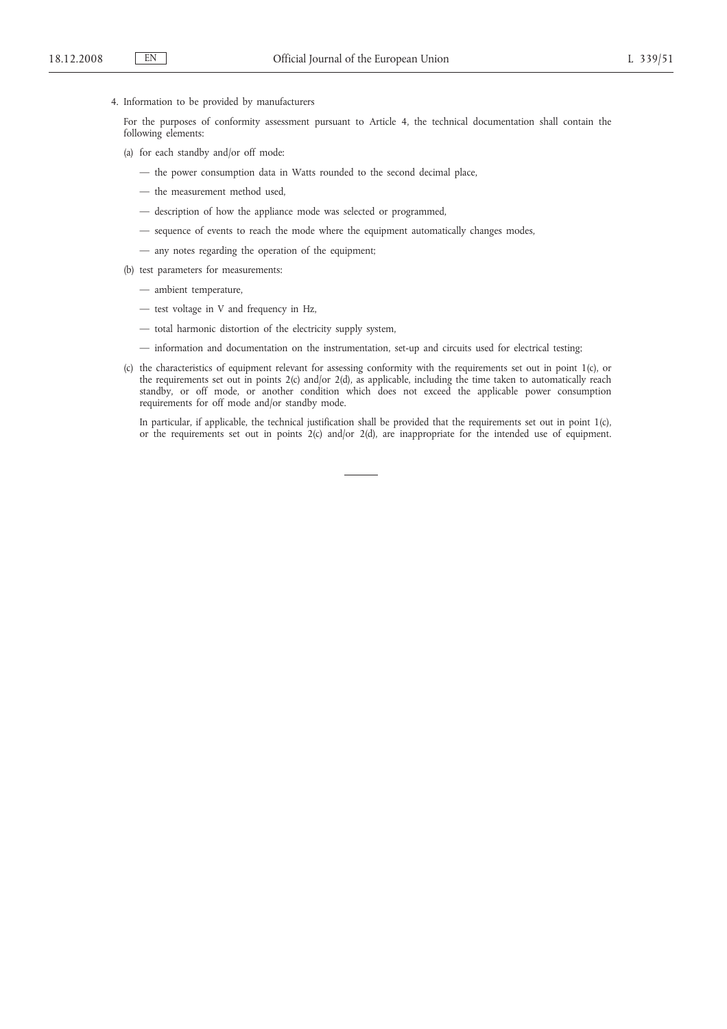4. Information to be provided by manufacturers

For the purposes of conformity assessment pursuant to Article 4, the technical documentation shall contain the following elements:

(a) for each standby and/or off mode:

— the power consumption data in Watts rounded to the second decimal place,

— the measurement method used,

— description of how the appliance mode was selected or programmed,

— sequence of events to reach the mode where the equipment automatically changes modes,

— any notes regarding the operation of the equipment;

(b) test parameters for measurements:

— ambient temperature,

— test voltage in V and frequency in Hz,

— total harmonic distortion of the electricity supply system,

— information and documentation on the instrumentation, set-up and circuits used for electrical testing;

(c) the characteristics of equipment relevant for assessing conformity with the requirements set out in point 1(c), or the requirements set out in points 2(c) and/or 2(d), as applicable, including the time taken to automatically reach standby, or off mode, or another condition which does not exceed the applicable power consumption requirements for off mode and/or standby mode.

In particular, if applicable, the technical justification shall be provided that the requirements set out in point 1(c), or the requirements set out in points 2(c) and/or 2(d), are inappropriate for the intended use of equipment.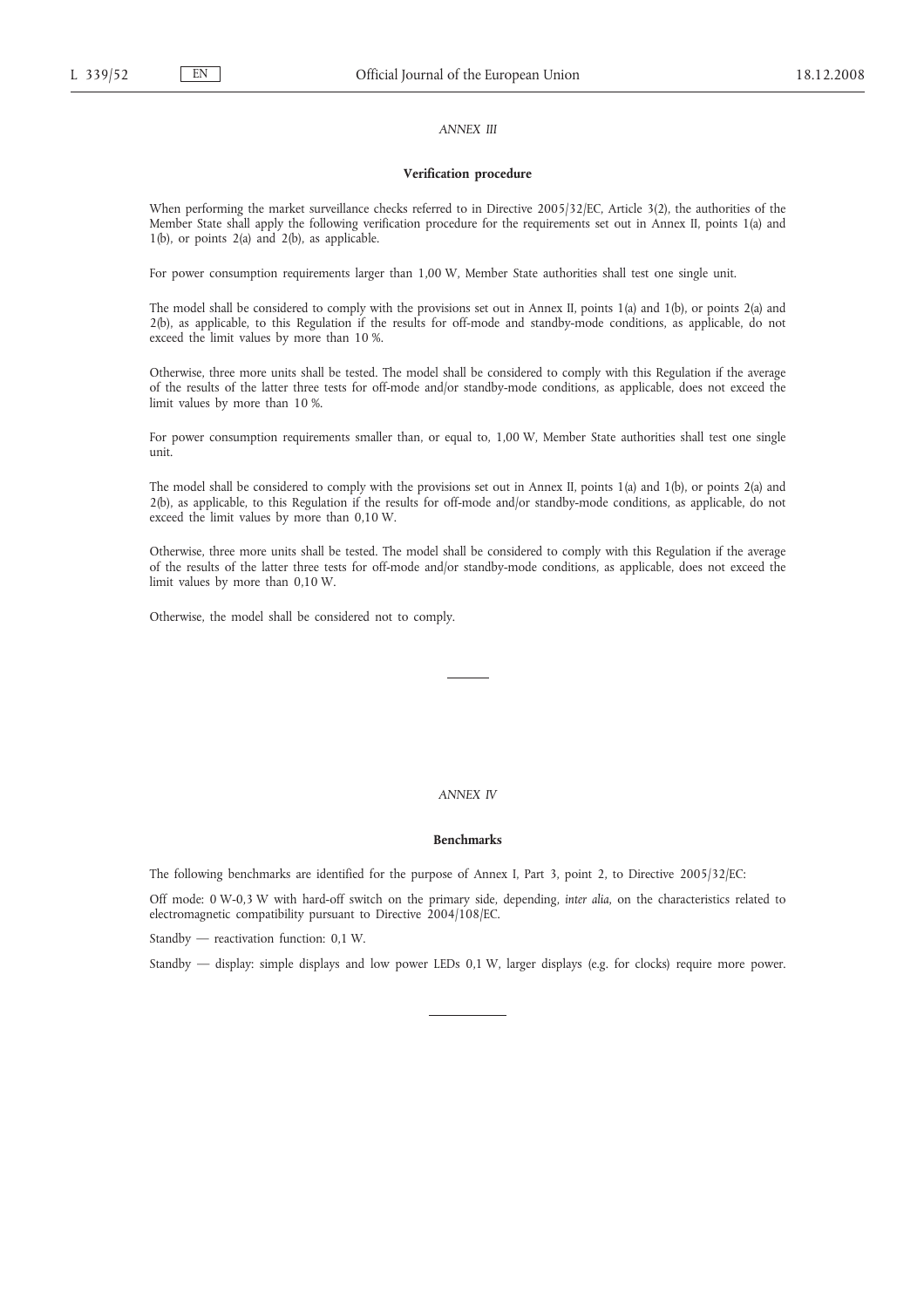*ANNEX III*

## Verification procedure

When performing the market surveillance checks referred to in Directive 2005/32/EC, Article 3(2), the authorities of the Member State shall apply the following verification procedure for the requirements set out in Annex II, points 1(a) and 1(b), or points 2(a) and 2(b), as applicable.

For power consumption requirements larger than 1,00 W, Member State authorities shall test one single unit.

The model shall be considered to comply with the provisions set out in Annex II, points 1(a) and 1(b), or points 2(a) and 2(b), as applicable, to this Regulation if the results for off-mode and standby-mode conditions, as applicable, do not exceed the limit values by more than 10 %.

Otherwise, three more units shall be tested. The model shall be considered to comply with this Regulation if the average of the results of the latter three tests for off-mode and/or standby-mode conditions, as applicable, does not exceed the limit values by more than 10 %.

For power consumption requirements smaller than, or equal to, 1,00 W, Member State authorities shall test one single unit.

The model shall be considered to comply with the provisions set out in Annex II, points 1(a) and 1(b), or points 2(a) and 2(b), as applicable, to this Regulation if the results for off-mode and/or standby-mode conditions, as applicable, do not exceed the limit values by more than 0,10 W.

Otherwise, three more units shall be tested. The model shall be considered to comply with this Regulation if the average of the results of the latter three tests for off-mode and/or standby-mode conditions, as applicable, does not exceed the limit values by more than 0,10 W.

Otherwise, the model shall be considered not to comply.

*ANNEX IV*

## Benchmarks

The following benchmarks are identified for the purpose of Annex I, Part 3, point 2, to Directive 2005/32/EC:

Off mode: 0 W-0,3 W with hard-off switch on the primary side, depending, *inter alia*, on the characteristics related to electromagnetic compatibility pursuant to Directive 2004/108/EC.

Standby — reactivation function: 0,1 W.

Standby — display: simple displays and low power LEDs 0,1 W, larger displays (e.g. for clocks) require more power.